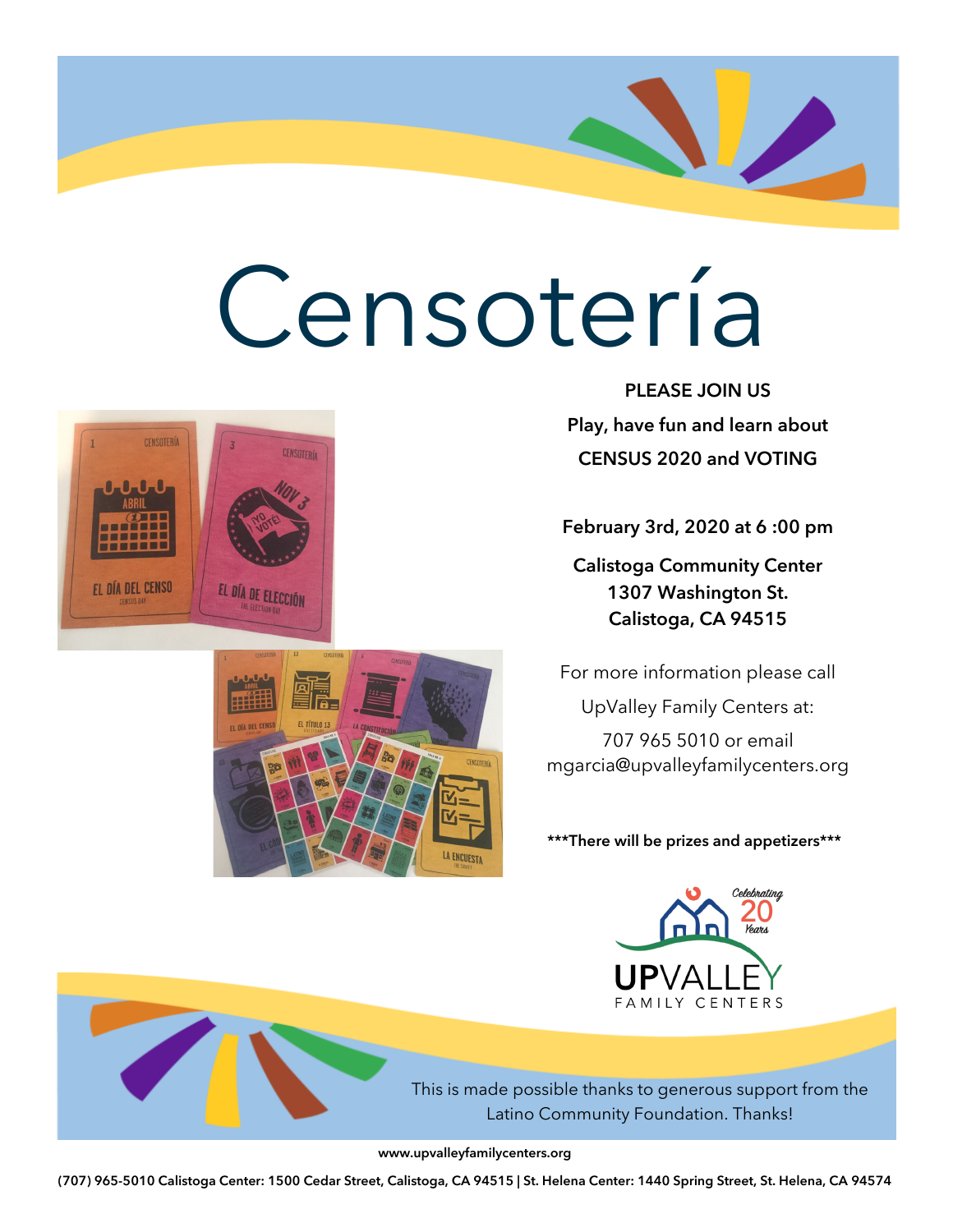# Censotería

**PLEASE JOIN US**

**Play, have fun and learn about**

**CENSUS 2020 and VOTING**

**February 3rd, 2020 at 6 :00 pm**

**Calistoga Community Center**
**1307 Washington St.**
**Calistoga, CA 94515**

For more information please call

UpValley Family Centers at:

707 965 5010 or email
mgarcia@upvalleyfamilycenters.org

**\*\*\*There will be prizes and appetizers\*\*\***

Celebrating 20 Years

UPVALLEY FAMILY CENTERS

This is made possible thanks to generous support from the Latino Community Foundation. Thanks!

**www.upvalleyfamilycenters.org**

**(707) 965-5010 Calistoga Center: 1500 Cedar Street, Calistoga, CA 94515 | St. Helena Center: 1440 Spring Street, St. Helena, CA 94574**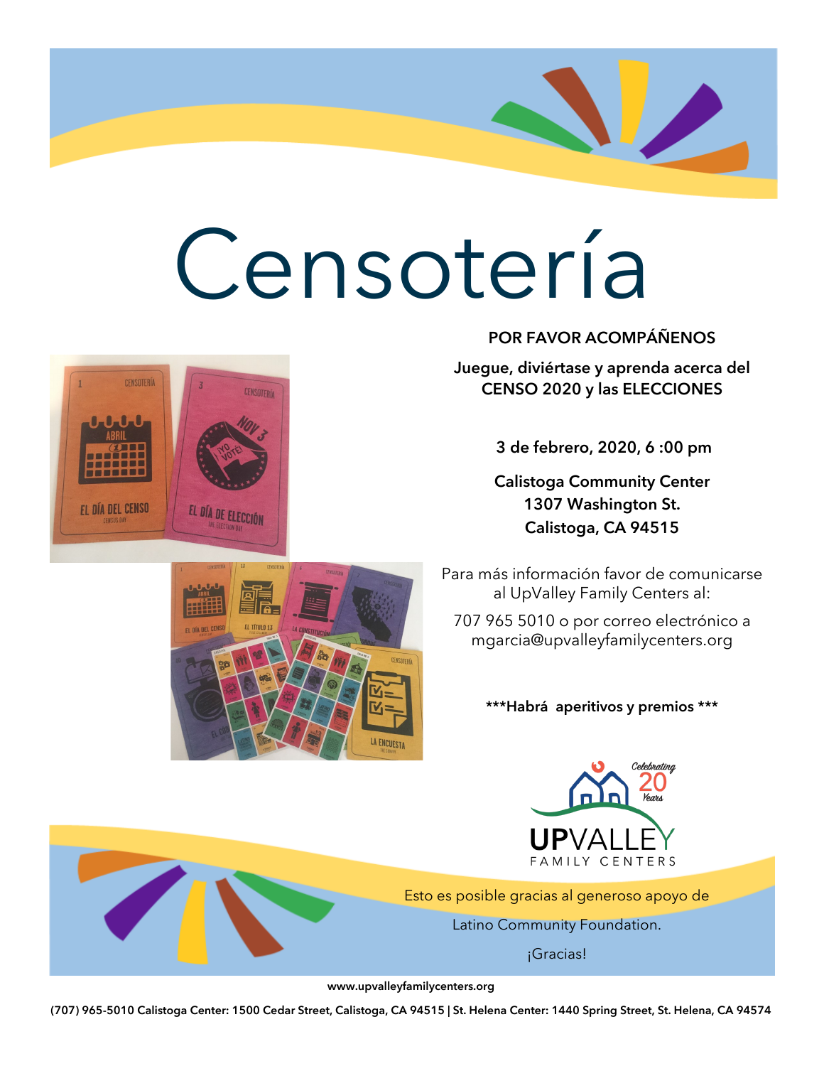# Censotería

**POR FAVOR ACOMPÁÑENOS**

**Juegue, diviértase y aprenda acerca del CENSO 2020 y las ELECCIONES**

**3 de febrero, 2020, 6 :00 pm**

**Calistoga Community Center**
**1307 Washington St.**
**Calistoga, CA 94515**

Para más información favor de comunicarse al UpValley Family Centers al:

707 965 5010 o por correo electrónico a mgarcia@upvalleyfamilycenters.org

**\*\*\*Habrá aperitivos y premios \*\*\***

Celebrating 20 Years
UPVALLEY FAMILY CENTERS

Esto es posible gracias al generoso apoyo de

Latino Community Foundation.

¡Gracias!

www.upvalleyfamilycenters.org

(707) 965-5010 Calistoga Center: 1500 Cedar Street, Calistoga, CA 94515 | St. Helena Center: 1440 Spring Street, St. Helena, CA 94574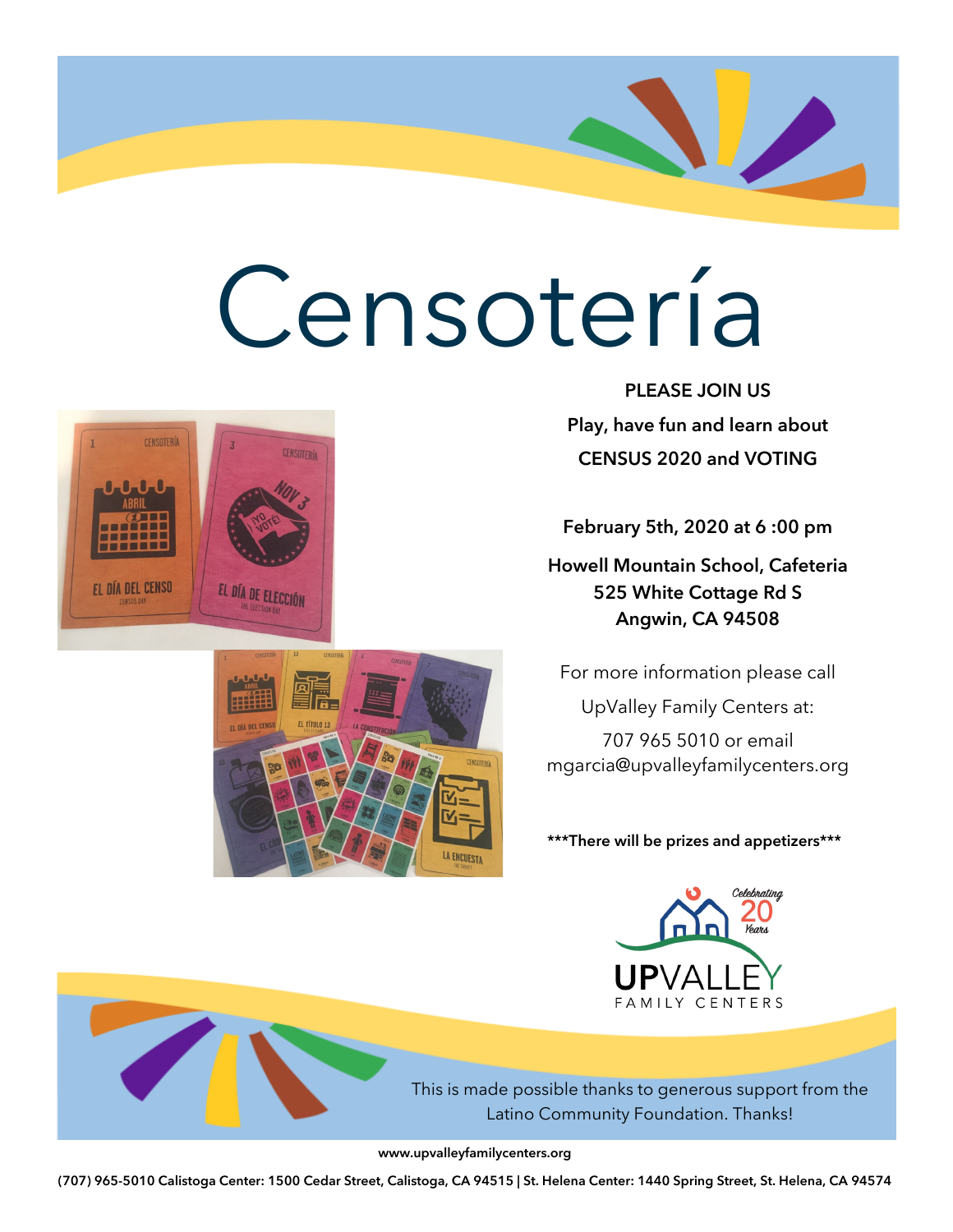# Censotería

**PLEASE JOIN US**

**Play, have fun and learn about**

**CENSUS 2020 and VOTING**

**February 5th, 2020 at 6 :00 pm**

**Howell Mountain School, Cafeteria**
**525 White Cottage Rd S**
**Angwin, CA 94508**

For more information please call

UpValley Family Centers at:

707 965 5010 or email
mgarcia@upvalleyfamilycenters.org

**\*\*\*There will be prizes and appetizers\*\*\***

Celebrating 20 Years

UPVALLEY FAMILY CENTERS

This is made possible thanks to generous support from the Latino Community Foundation. Thanks!

**www.upvalleyfamilycenters.org**

**(707) 965-5010 Calistoga Center: 1500 Cedar Street, Calistoga, CA 94515 | St. Helena Center: 1440 Spring Street, St. Helena, CA 94574**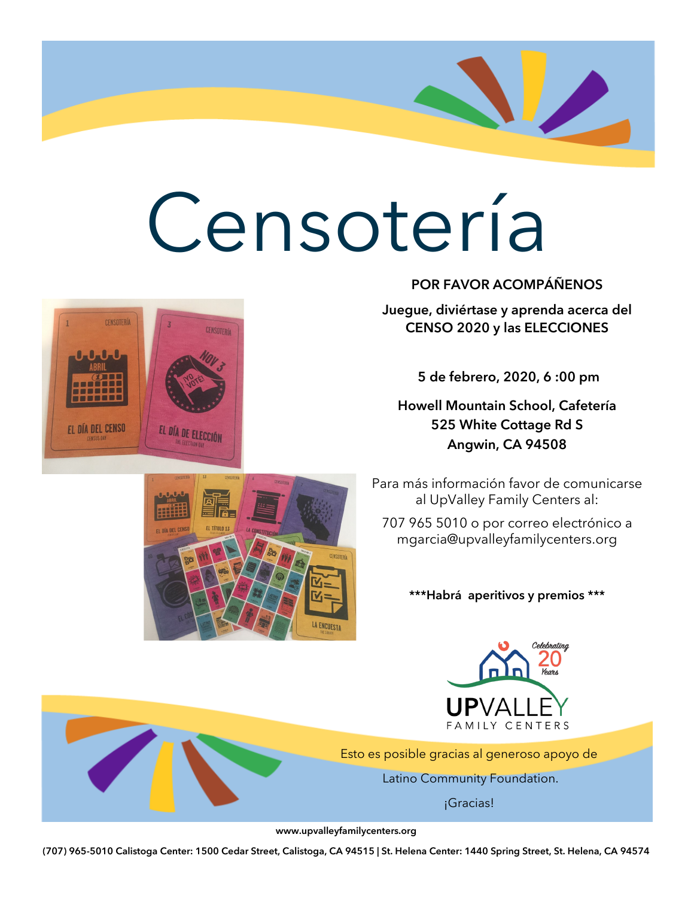# Censotería

**POR FAVOR ACOMPÁÑENOS**

**Juegue, diviértase y aprenda acerca del CENSO 2020 y las ELECCIONES**

**5 de febrero, 2020, 6 :00 pm**

**Howell Mountain School, Cafetería**
**525 White Cottage Rd S**
**Angwin, CA 94508**

Para más información favor de comunicarse al UpValley Family Centers al:

707 965 5010 o por correo electrónico a mgarcia@upvalleyfamilycenters.org

**\*\*\*Habrá aperitivos y premios \*\*\***

Celebrating 20 Years

UPVALLEY FAMILY CENTERS

Esto es posible gracias al generoso apoyo de Latino Community Foundation.

¡Gracias!

**www.upvalleyfamilycenters.org**

**(707) 965-5010 Calistoga Center: 1500 Cedar Street, Calistoga, CA 94515 | St. Helena Center: 1440 Spring Street, St. Helena, CA 94574**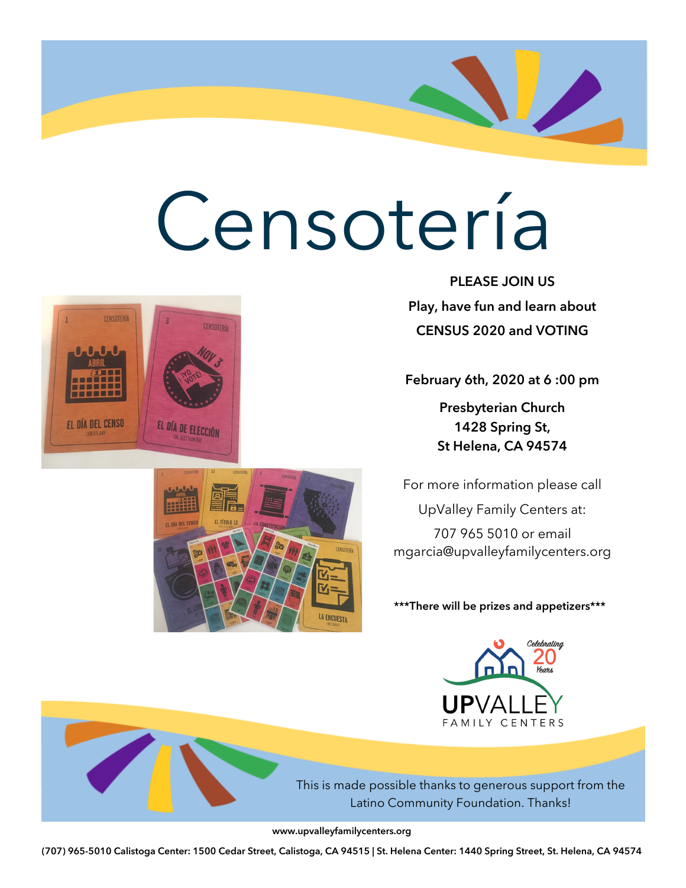# Censotería

**PLEASE JOIN US**

**Play, have fun and learn about**

**CENSUS 2020 and VOTING**

**February 6th, 2020 at 6 :00 pm**

**Presbyterian Church**
**1428 Spring St,**
**St Helena, CA 94574**

For more information please call

UpValley Family Centers at:

707 965 5010 or email
mgarcia@upvalleyfamilycenters.org

*****There will be prizes and appetizers*****

Celebrating 20 Years

UPVALLEY FAMILY CENTERS

This is made possible thanks to generous support from the Latino Community Foundation. Thanks!

**www.upvalleyfamilycenters.org**

**(707) 965-5010 Calistoga Center: 1500 Cedar Street, Calistoga, CA 94515 | St. Helena Center: 1440 Spring Street, St. Helena, CA 94574**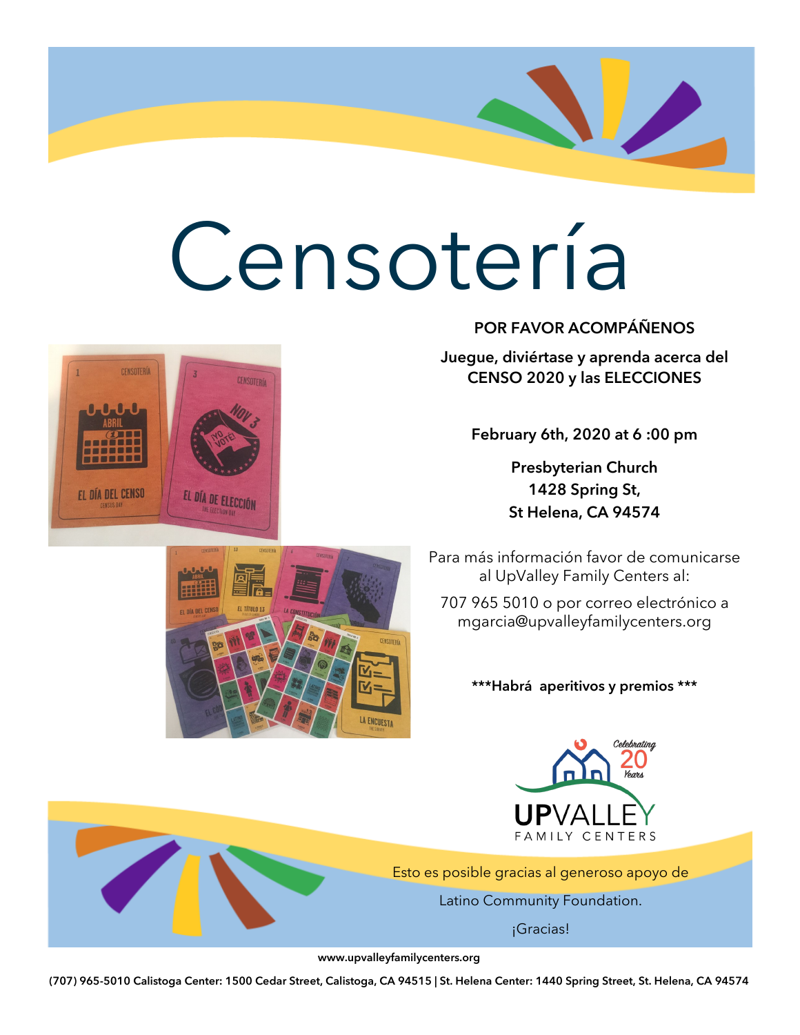# Censotería

**POR FAVOR ACOMPÁÑENOS**

**Juegue, diviértase y aprenda acerca del CENSO 2020 y las ELECCIONES**

**February 6th, 2020 at 6 :00 pm**

**Presbyterian Church**
**1428 Spring St,**
**St Helena, CA 94574**

Para más información favor de comunicarse al UpValley Family Centers al:

707 965 5010 o por correo electrónico a mgarcia@upvalleyfamilycenters.org

**\*\*\*Habrá aperitivos y premios \*\*\***

Celebrating 20 Years

UPVALLEY FAMILY CENTERS

Esto es posible gracias al generoso apoyo de

Latino Community Foundation.

¡Gracias!

www.upvalleyfamilycenters.org

(707) 965-5010 Calistoga Center: 1500 Cedar Street, Calistoga, CA 94515 | St. Helena Center: 1440 Spring Street, St. Helena, CA 94574